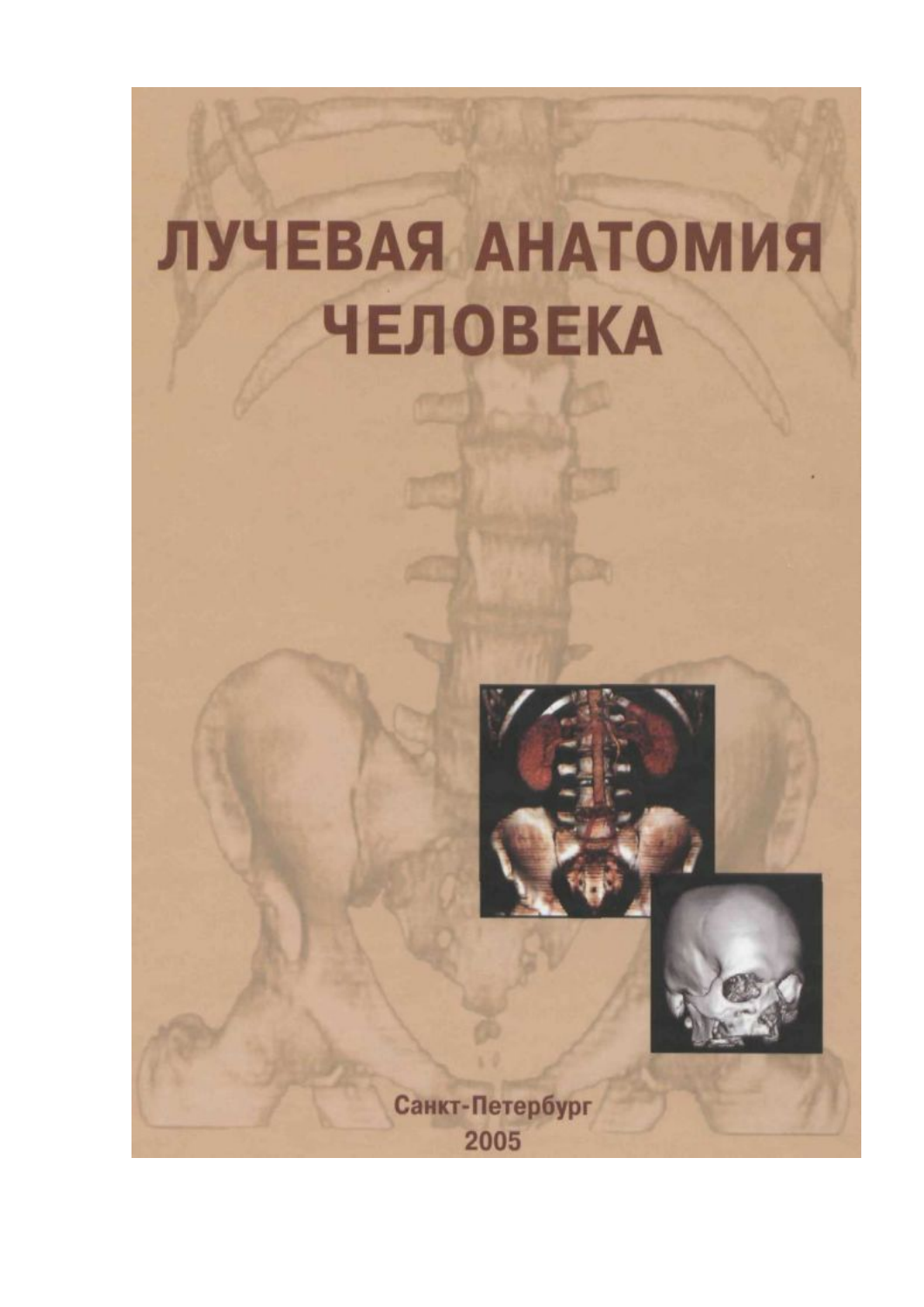# ЛУЧЕВАЯ АНАТОМИЯ ЧЕЛОВЕКА

Санкт-Петербург

2005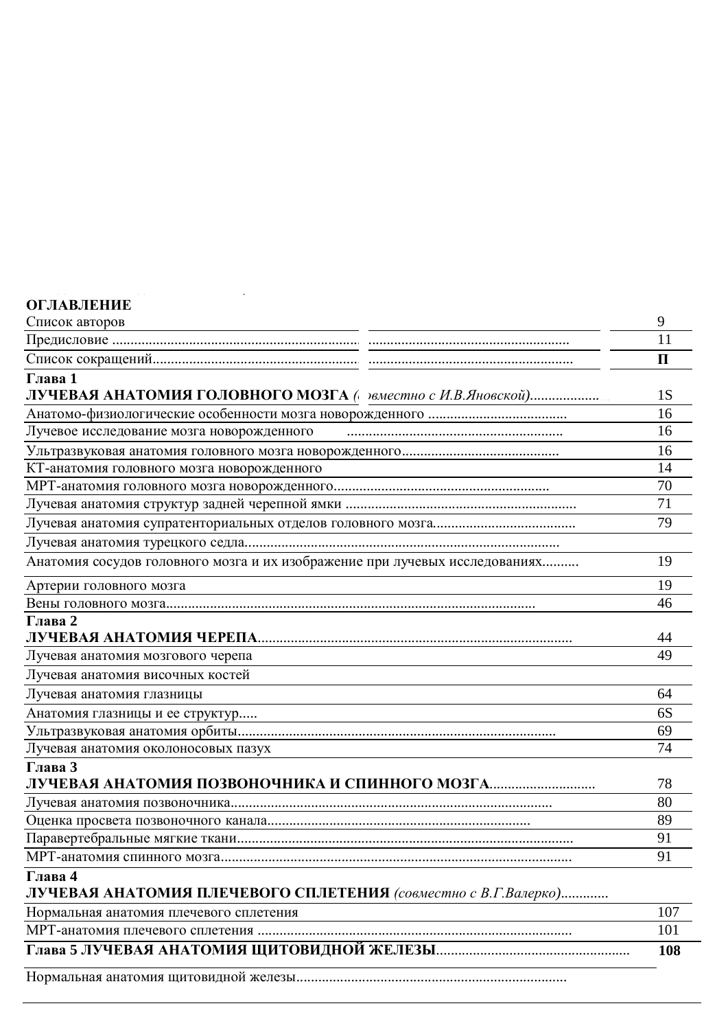## ОГЛАВЛЕНИЕ

| | |
|---|---|
| Список авторов | 9 |
| Предисловие ....................................................................................................................... | 11 |
| Список сокращений.............................................................................................................. | П |
| **Глава 1**<br>**ЛУЧЕВАЯ АНАТОМИЯ ГОЛОВНОГО МОЗГА** *(совместно с И.В.Яновской)*.................... | 1S |
| Анатомо-физиологические особенности мозга новорожденного ...................................... | 16 |
| Лучевое исследование мозга новорожденного .......................................................... | 16 |
| Ультразвуковая анатомия головного мозга новорожденного........................................... | 16 |
| КТ-анатомия головного мозга новорожденного | 14 |
| МРТ-анатомия головного мозга новорожденного........................................................... | 70 |
| Лучевая анатомия структур задней черепной ямки ............................................................... | 71 |
| Лучевая анатомия супратенториальных отделов головного мозга....................................... | 79 |
| Лучевая анатомия турецкого седла..................................................................................... | |
| Анатомия сосудов головного мозга и их изображение при лучевых исследованиях.......... | 19 |
| Артерии головного мозга | 19 |
| Вены головного мозга...................................................................................................... | 46 |
| **Глава 2**<br>**ЛУЧЕВАЯ АНАТОМИЯ ЧЕРЕПА**.................................................................................... | 44 |
| Лучевая анатомия мозгового черепа | 49 |
| Лучевая анатомия височных костей | |
| Лучевая анатомия глазницы | 64 |
| Анатомия глазницы и ее структур..... | 6S |
| Ультразвуковая анатомия орбиты......................................................................................... | 69 |
| Лучевая анатомия околоносовых пазух | 74 |
| **Глава 3**<br>**ЛУЧЕВАЯ АНАТОМИЯ ПОЗВОНОЧНИКА И СПИННОГО МОЗГА**............................ | 78 |
| Лучевая анатомия позвоночника........................................................................................ | 80 |
| Оценка просвета позвоночного канала.................................................................... | 89 |
| Паравертебральные мягкие ткани.......................................................................................... | 91 |
| МРТ-анатомия спинного мозга............................................................................................... | 91 |
| **Глава 4**<br>**ЛУЧЕВАЯ АНАТОМИЯ ПЛЕЧЕВОГО СПЛЕТЕНИЯ** *(совместно с В.Г.Валерко)*............. | |
| Нормальная анатомия плечевого сплетения | 107 |
| МРТ-анатомия плечевого сплетения ..................................................................................... | 101 |
| **Глава 5 ЛУЧЕВАЯ АНАТОМИЯ ЩИТОВИДНОЙ ЖЕЛЕЗЫ**.................................................... | **108** |
| Нормальная анатомия щитовидной железы.......................................................................... | |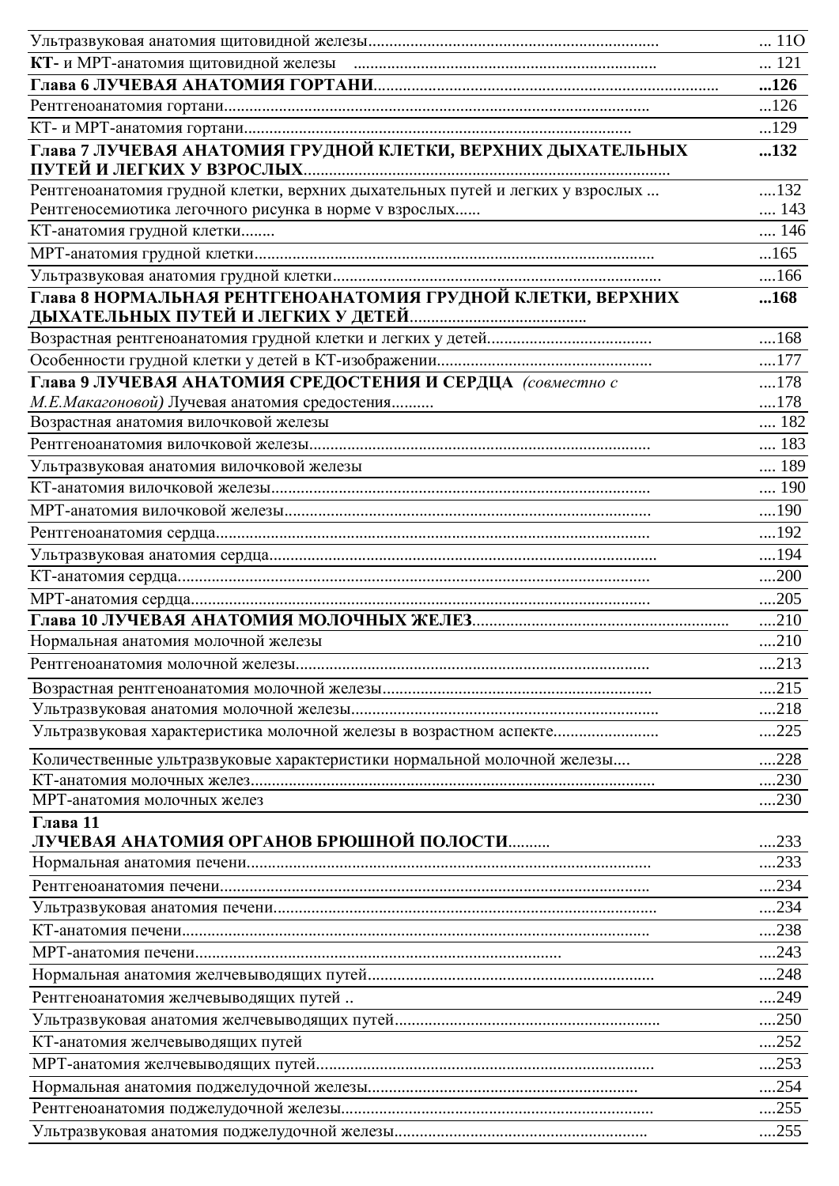| | |
|---|---|
| Ультразвуковая анатомия щитовидной железы...................................................................... | ... 11О |
| **КТ-** и МРТ-анатомия щитовидной железы ........................................................................ | ... 121 |
| **Глава 6 ЛУЧЕВАЯ АНАТОМИЯ ГОРТАНИ**................................................................................. | **...126** |
| Рентгеноанатомия гортани.................................................................................................... | ...126 |
| КТ- и МРТ-анатомия гортани.............................................................................................. | ...129 |
| **Глава 7 ЛУЧЕВАЯ АНАТОМИЯ ГРУДНОЙ КЛЕТКИ, ВЕРХНИХ ДЫХАТЕЛЬНЫХ ПУТЕЙ И ЛЕГКИХ У ВЗРОСЛЫХ**........................................................................................ | **...132** |
| Рентгеноанатомия грудной клетки, верхних дыхательных путей и легких у взрослых ... | ....132 |
| Рентгеносемиотика легочного рисунка в норме v взрослых...... | .... 143 |
| КТ-анатомия грудной клетки........ | .... 146 |
| МРТ-анатомия грудной клетки............................................................................................ | ...165 |
| Ультразвуковая анатомия грудной клетки........................................................................... | ....166 |
| **Глава 8 НОРМАЛЬНАЯ РЕНТГЕНОАНАТОМИЯ ГРУДНОЙ КЛЕТКИ, ВЕРХНИХ ДЫХАТЕЛЬНЫХ ПУТЕЙ И ЛЕГКИХ У ДЕТЕЙ**............................................ | **...168** |
| Возрастная рентгеноанатомия грудной клетки и легких у детей......................................... | ....168 |
| Особенности грудной клетки у детей в КТ-изображении...................................................... | ....177 |
| **Глава 9 ЛУЧЕВАЯ АНАТОМИЯ СРЕДОСТЕНИЯ И СЕРДЦА** *(совместно с М.Е.Макагоновой)* Лучевая анатомия средостения.......... | ....178 ....178 |
| Возрастная анатомия вилочковой железы | .... 182 |
| Рентгеноанатомия вилочковой железы.................................................................................. | .... 183 |
| Ультразвуковая анатомия вилочковой железы | .... 189 |
| КТ-анатомия вилочковой железы.......................................................................................... | .... 190 |
| МРТ-анатомия вилочковой железы........................................................................................ | ....190 |
| Рентгеноанатомия сердца..................................................................................................... | ....192 |
| Ультразвуковая анатомия сердца.......................................................................................... | ....194 |
| КТ-анатомия сердца.............................................................................................................. | ....200 |
| МРТ-анатомия сердца............................................................................................................ | ....205 |
| **Глава 10 ЛУЧЕВАЯ АНАТОМИЯ МОЛОЧНЫХ ЖЕЛЕЗ**.............................................................. | ....210 |
| Нормальная анатомия молочной железы | ....210 |
| Рентгеноанатомия молочной железы.................................................................................... | ....213 |
| Возрастная рентгеноанатомия молочной железы................................................................. | ....215 |
| Ультразвуковая анатомия молочной железы......................................................................... | ....218 |
| Ультразвуковая характеристика молочной железы в возрастном аспекте.......................... | ....225 |
| Количественные ультразвуковые характеристики нормальной молочной железы.... | ....228 |
| КТ-анатомия молочных желез................................................................................................ | ....230 |
| МРТ-анатомия молочных желез | ....230 |
| **Глава 11 ЛУЧЕВАЯ АНАТОМИЯ ОРГАНОВ БРЮШНОЙ ПОЛОСТИ**.......... | ....233 |
| Нормальная анатомия печени............................................................................................... | ....233 |
| Рентгеноанатомия печени..................................................................................................... | ....234 |
| Ультразвуковая анатомия печени.......................................................................................... | ....234 |
| КТ-анатомия печени.............................................................................................................. | ....238 |
| МРТ-анатомия печени........................................................................................................... | ....243 |
| Нормальная анатомия желчевыводящих путей..................................................................... | ....248 |
| Рентгеноанатомия желчевыводящих путей .. | ....249 |
| Ультразвуковая анатомия желчевыводящих путей............................................................... | ....250 |
| КТ-анатомия желчевыводящих путей | ....252 |
| МРТ-анатомия желчевыводящих путей................................................................................. | ....253 |
| Нормальная анатомия поджелудочной железы..................................................................... | ....254 |
| Рентгеноанатомия поджелудочной железы.......................................................................... | ....255 |
| Ультразвуковая анатомия поджелудочной железы............................................................... | ....255 |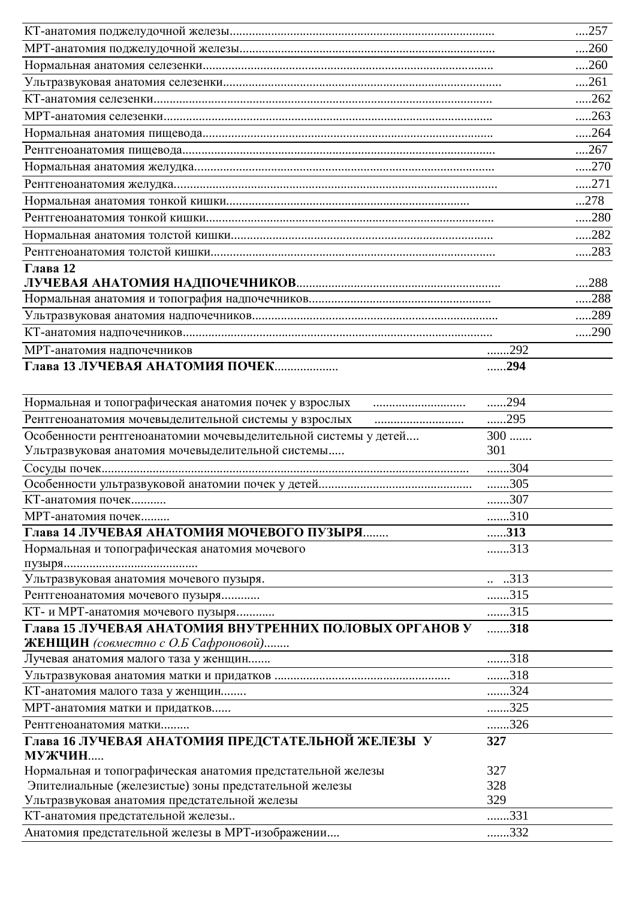КТ-анатомия поджелудочной железы....257

МРТ-анатомия поджелудочной железы....260

Нормальная анатомия селезенки....260

Ультразвуковая анатомия селезенки....261

КТ-анатомия селезенки.....262

МРТ-анатомия селезенки.....263

Нормальная анатомия пищевода.....264

Рентгеноанатомия пищевода....267

Нормальная анатомия желудка.....270

Рентгеноанатомия желудка.....271

Нормальная анатомия тонкой кишки...278

Рентгеноанатомия тонкой кишки.....280

Нормальная анатомия толстой кишки.....282

Рентгеноанатомия толстой кишки.....283

**Глава 12**
**ЛУЧЕВАЯ АНАТОМИЯ НАДПОЧЕЧНИКОВ**....288

Нормальная анатомия и топография надпочечников.....288

Ультразвуковая анатомия надпочечников.....289

КТ-анатомия надпочечников.....290

МРТ-анатомия надпочечников.......292

**Глава 13 ЛУЧЕВАЯ АНАТОМИЯ ПОЧЕК**......**294**

Нормальная и топографическая анатомия почек у взрослых......294

Рентгеноанатомия мочевыделительной системы у взрослых......295

Особенности рентгеноанатомии мочевыделительной системы у детей.... 300 .......

Ультразвуковая анатомия мочевыделительной системы..... 301

Сосуды почек.......304

Особенности ультразвуковой анатомии почек у детей.......305

КТ-анатомия почек.......307

МРТ-анатомия почек.......310

**Глава 14 ЛУЧЕВАЯ АНАТОМИЯ МОЧЕВОГО ПУЗЫРЯ**......**313**

Нормальная и топографическая анатомия мочевого пузыря.......313

Ультразвуковая анатомия мочевого пузыря. .. ..313

Рентгеноанатомия мочевого пузыря.......315

КТ- и МРТ-анатомия мочевого пузыря.......315

**Глава 15 ЛУЧЕВАЯ АНАТОМИЯ ВНУТРЕННИХ ПОЛОВЫХ ОРГАНОВ У ЖЕНЩИН** *(совместно с О.Б Сафроновой)*.......**318**

Лучевая анатомия малого таза у женщин.......318

Ультразвуковая анатомия матки и придатков.......318

КТ-анатомия малого таза у женщин.......324

МРТ-анатомия матки и придатков.......325

Рентгеноанатомия матки.......326

**Глава 16 ЛУЧЕВАЯ АНАТОМИЯ ПРЕДСТАТЕЛЬНОЙ ЖЕЛЕЗЫ У МУЖЧИН**..... **327**

Нормальная и топографическая анатомия предстательной железы 327

Эпителиальные (железистые) зоны предстательной железы 328

Ультразвуковая анатомия предстательной железы 329

КТ-анатомия предстательной железы.......331

Анатомия предстательной железы в МРТ-изображении.......332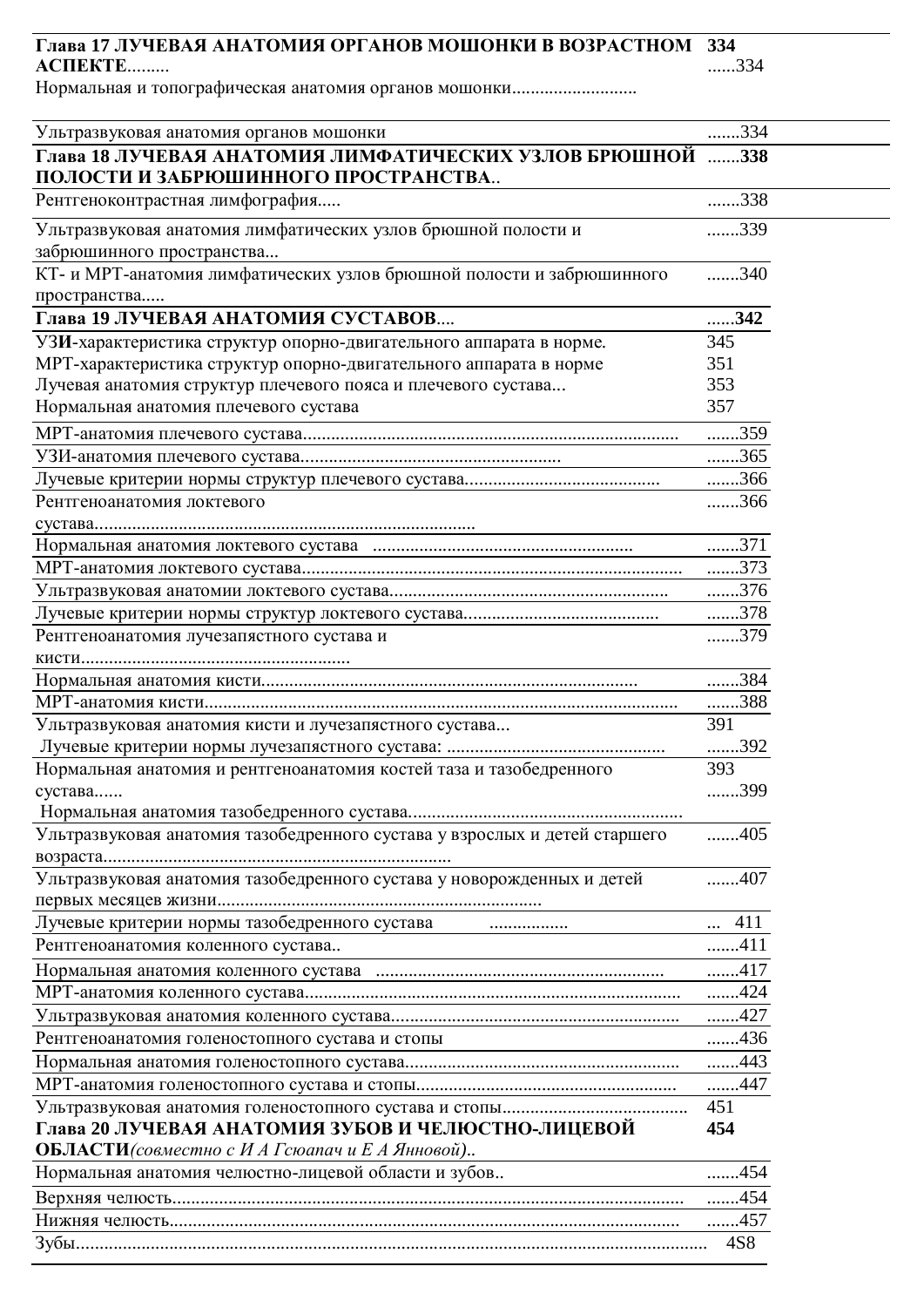| | |
|---|---|
| **Глава 17 ЛУЧЕВАЯ АНАТОМИЯ ОРГАНОВ МОШОНКИ В ВОЗРАСТНОМ АСПЕКТЕ**......... | **334** |
| Нормальная и топографическая анатомия органов мошонки.......................... | ......334 |
| Ультразвуковая анатомия органов мошонки | .......334 |
| **Глава 18 ЛУЧЕВАЯ АНАТОМИЯ ЛИМФАТИЧЕСКИХ УЗЛОВ БРЮШНОЙ ПОЛОСТИ И ЗАБРЮШИННОГО ПРОСТРАНСТВА**.. | **.......338** |
| Рентгеноконтрастная лимфография..... | .......338 |
| Ультразвуковая анатомия лимфатических узлов брюшной полости и забрюшинного пространства... | .......339 |
| КТ- и МРТ-анатомия лимфатических узлов брюшной полости и забрюшинного пространства..... | .......340 |
| **Глава 19 ЛУЧЕВАЯ АНАТОМИЯ СУСТАВОВ**.... | ......**342** |
| УЗ**И**-характеристика структур опорно-двигательного аппарата в норме. | 345 |
| МРТ-характеристика структур опорно-двигательного аппарата в норме | 351 |
| Лучевая анатомия структур плечевого пояса и плечевого сустава... | 353 |
| Нормальная анатомия плечевого сустава | 357 |
| МРТ-анатомия плечевого сустава................................................................................. | .......359 |
| УЗИ-анатомия плечевого сустава........................................................ | .......365 |
| Лучевые критерии нормы структур плечевого сустава.......................................... | .......366 |
| Рентгеноанатомия локтевого сустава.................................................................................. | .......366 |
| Нормальная анатомия локтевого сустава ........................................................ | .......371 |
| МРТ-анатомия локтевого сустава.................................................................................. | .......373 |
| Ультразвуковая анатомии локтевого сустава............................................................ | .......376 |
| Лучевые критерии нормы структур локтевого сустава.......................................... | .......378 |
| Рентгеноанатомия лучезапястного сустава и кисти.......................................................... | .......379 |
| Нормальная анатомия кисти.................................................................................. | .......384 |
| МРТ-анатомия кисти...................................................................................................... | .......388 |
| Ультразвуковая анатомия кисти и лучезапястного сустава... | 391 |
| Лучевые критерии нормы лучезапястного сустава: .............................................. | .......392 |
| Нормальная анатомия и рентгеноанатомия костей таза и тазобедренного сустава...... | 393 |
| Нормальная анатомия тазобедренного сустава........................................................... | .......399 |
| Ультразвуковая анатомия тазобедренного сустава у взрослых и детей старшего возраста......................................................................... | .......405 |
| Ультразвуковая анатомия тазобедренного сустава у новорожденных и детей первых месяцев жизни...................................................................... | .......407 |
| Лучевые критерии нормы тазобедренного сустава ................. | ... 411 |
| Рентгеноанатомия коленного сустава.. | .......411 |
| Нормальная анатомия коленного сустава ............................................................. | .......417 |
| МРТ-анатомия коленного сустава................................................................................ | .......424 |
| Ультразвуковая анатомия коленного сустава............................................................. | .......427 |
| Рентгеноанатомия голеностопного сустава и стопы | .......436 |
| Нормальная анатомия голеностопного сустава........................................................... | .......443 |
| МРТ-анатомия голеностопного сустава и стопы....................................................... | .......447 |
| Ультразвуковая анатомия голеностопного сустава и стопы........................................ | 451 |
| **Глава 20 ЛУЧЕВАЯ АНАТОМИЯ ЗУБОВ И ЧЕЛЮСТНО-ЛИЦЕВОЙ ОБЛАСТИ**(*совместно с И А Гсюапач и Е А Янновой*).. | **454** |
| Нормальная анатомия челюстно-лицевой области и зубов.. | .......454 |
| Верхняя челюсть............................................................................................................ | .......454 |
| Нижняя челюсть............................................................................................................ | .......457 |
| Зубы...................................................................................................................................... | 4S8 |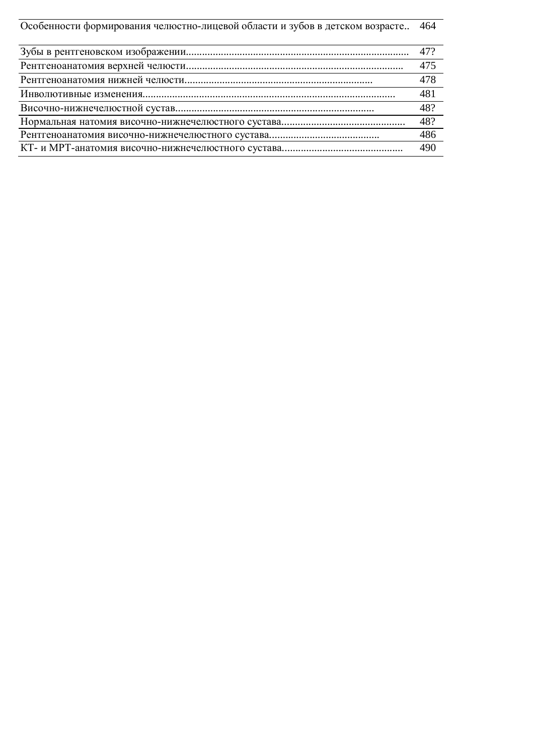| | |
|---|---|
| Особенности формирования челюстно-лицевой области и зубов в детском возрасте.. | 464 |
| | |
| Зубы в рентгеновском изображении.................................................................................. | 47? |
| Рентгеноанатомия верхней челюсти................................................................................ | 475 |
| Рентгеноанатомия нижней челюсти..................................................................... | 478 |
| Инволютивные изменения............................................................................................. | 481 |
| Височно-нижнечелюстной сустав......................................................................... | 48? |
| Нормальная натомия височно-нижнечелюстного сустава.............................................. | 48? |
| Рентгеноанатомия височно-нижнечелюстного сустава......................................... | 486 |
| КТ- и МРТ-анатомия височно-нижнечелюстного сустава............................................. | 490 |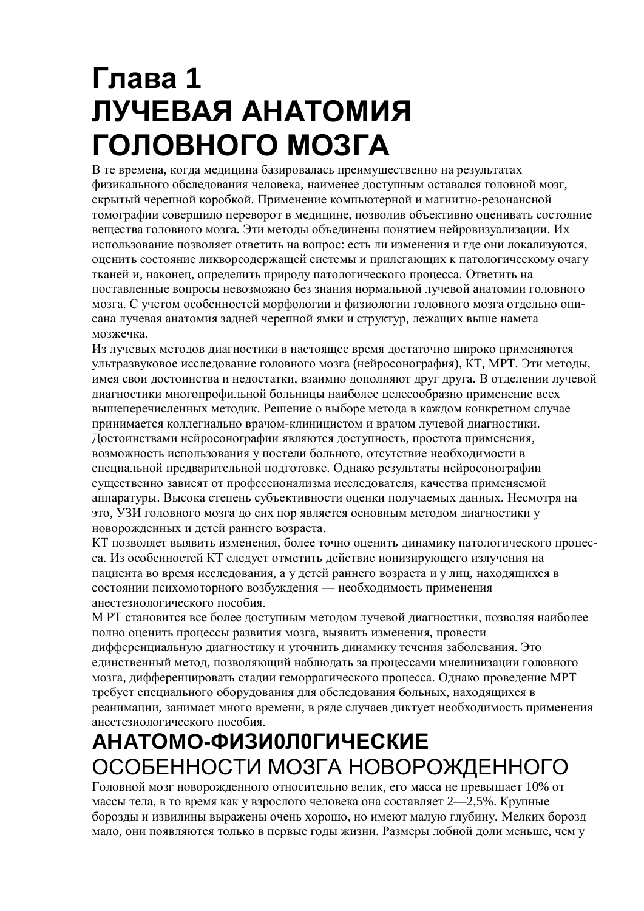# Глава 1
# ЛУЧЕВАЯ АНАТОМИЯ ГОЛОВНОГО МОЗГА

В те времена, когда медицина базировалась преимущественно на результатах физикального обследования человека, наименее доступным оставался головной мозг, скрытый черепной коробкой. Применение компьютерной и магнитно-резонансной томографии совершило переворот в медицине, позволив объективно оценивать состояние вещества головного мозга. Эти методы объединены понятием нейровизуализации. Их использование позволяет ответить на вопрос: есть ли изменения и где они локализуются, оценить состояние ликворсодержащей системы и прилегающих к патологическому очагу тканей и, наконец, определить природу патологического процесса. Ответить на поставленные вопросы невозможно без знания нормальной лучевой анатомии головного мозга. С учетом особенностей морфологии и физиологии головного мозга отдельно описана лучевая анатомия задней черепной ямки и структур, лежащих выше намета мозжечка.

Из лучевых методов диагностики в настоящее время достаточно широко применяются ультразвуковое исследование головного мозга (нейросонография), КТ, МРТ. Эти методы, имея свои достоинства и недостатки, взаимно дополняют друг друга. В отделении лучевой диагностики многопрофильной больницы наиболее целесообразно применение всех вышеперечисленных методик. Решение о выборе метода в каждом конкретном случае принимается коллегиально врачом-клиницистом и врачом лучевой диагностики.

Достоинствами нейросонографии являются доступность, простота применения, возможность использования у постели больного, отсутствие необходимости в специальной предварительной подготовке. Однако результаты нейросонографии существенно зависят от профессионализма исследователя, качества применяемой аппаратуры. Высока степень субъективности оценки получаемых данных. Несмотря на это, УЗИ головного мозга до сих пор является основным методом диагностики у новорожденных и детей раннего возраста.

КТ позволяет выявить изменения, более точно оценить динамику патологического процесса. Из особенностей КТ следует отметить действие ионизирующего излучения на пациента во время исследования, а у детей раннего возраста и у лиц, находящихся в состоянии психомоторного возбуждения — необходимость применения анестезиологического пособия.

М РТ становится все более доступным методом лучевой диагностики, позволяя наиболее полно оценить процессы развития мозга, выявить изменения, провести дифференциальную диагностику и уточнить динамику течения заболевания. Это единственный метод, позволяющий наблюдать за процессами миелинизации головного мозга, дифференцировать стадии геморрагического процесса. Однако проведение МРТ требует специального оборудования для обследования больных, находящихся в реанимации, занимает много времени, в ряде случаев диктует необходимость применения анестезиологического пособия.

## АНАТОМО-ФИЗИ0Л0ГИЧЕСКИЕ ОСОБЕННОСТИ МОЗГА НОВОРОЖДЕННОГО

Головной мозг новорожденного относительно велик, его масса не превышает 10% от массы тела, в то время как у взрослого человека она составляет 2—2,5%. Крупные борозды и извилины выражены очень хорошо, но имеют малую глубину. Мелких борозд мало, они появляются только в первые годы жизни. Размеры лобной доли меньше, чем у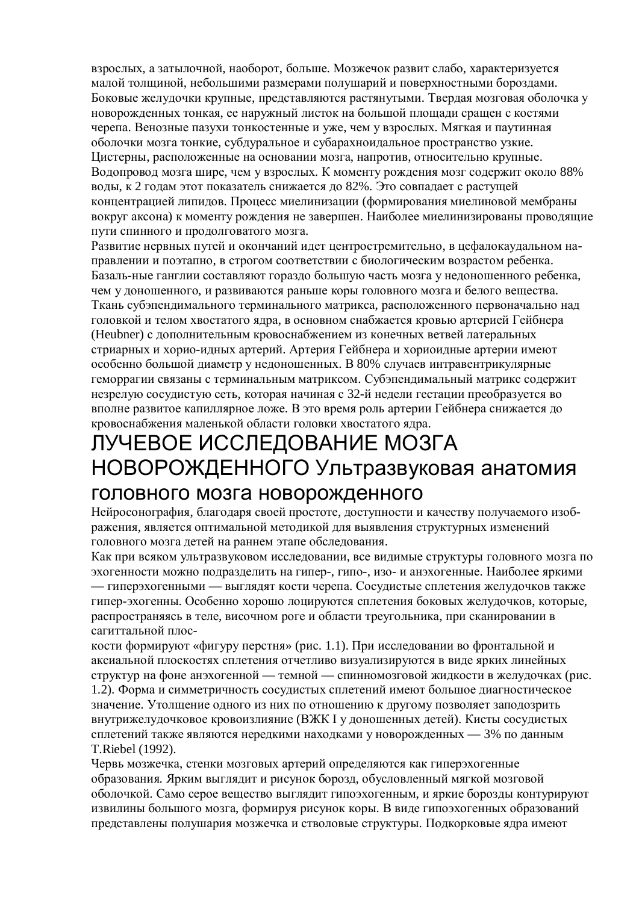взрослых, а затылочной, наоборот, больше. Мозжечок развит слабо, характеризуется малой толщиной, небольшими размерами полушарий и поверхностными бороздами. Боковые желудочки крупные, представляются растянутыми. Твердая мозговая оболочка у новорожденных тонкая, ее наружный листок на большой площади сращен с костями черепа. Венозные пазухи тонкостенные и уже, чем у взрослых. Мягкая и паутинная оболочки мозга тонкие, субдуральное и субарахноидальное пространство узкие. Цистерны, расположенные на основании мозга, напротив, относительно крупные. Водопровод мозга шире, чем у взрослых. К моменту рождения мозг содержит около 88% воды, к 2 годам этот показатель снижается до 82%. Это совпадает с растущей концентрацией липидов. Процесс миелинизации (формирования миелиновой мембраны вокруг аксона) к моменту рождения не завершен. Наиболее миелинизированы проводящие пути спинного и продолговатого мозга.

Развитие нервных путей и окончаний идет центростремительно, в цефалокаудальном на-правлении и поэтапно, в строгом соответствии с биологическим возрастом ребенка. Базаль-ные ганглии составляют гораздо большую часть мозга у недоношенного ребенка, чем у доношенного, и развиваются раньше коры головного мозга и белого вещества. Ткань субэпендимального терминального матрикса, расположенного первоначально над головкой и телом хвостатого ядра, в основном снабжается кровью артерией Гейбнера (Heubner) с дополнительным кровоснабжением из конечных ветвей латеральных стриарных и хорио-идных артерий. Артерия Гейбнера и хориоидные артерии имеют особенно большой диаметр у недоношенных. В 80% случаев интравентрикулярные геморрагии связаны с терминальным матриксом. Субэпендимальный матрикс содержит незрелую сосудистую сеть, которая начиная с 32-й недели гестации преобразуется во вполне развитое капиллярное ложе. В это время роль артерии Гейбнера снижается до кровоснабжения маленькой области головки хвостатого ядра.

# ЛУЧЕВОЕ ИССЛЕДОВАНИЕ МОЗГА НОВОРОЖДЕННОГО

## Ультразвуковая анатомия головного мозга новорожденного

Нейросонография, благодаря своей простоте, доступности и качеству получаемого изоб-ражения, является оптимальной методикой для выявления структурных изменений головного мозга детей на раннем этапе обследования.

Как при всяком ультразвуковом исследовании, все видимые структуры головного мозга по эхогенности можно подразделить на гипер-, гипо-, изо- и анэхогенные. Наиболее яркими — гиперэхогенными — выглядят кости черепа. Сосудистые сплетения желудочков также гипер-эхогенны. Особенно хорошо лоцируются сплетения боковых желудочков, которые, распространяясь в теле, височном роге и области треугольника, при сканировании в сагиттальной плос-
кости формируют «фигуру перстня» (рис. 1.1). При исследовании во фронтальной и аксиальной плоскостях сплетения отчетливо визуализируются в виде ярких линейных структур на фоне анэхогенной — темной — спинномозговой жидкости в желудочках (рис. 1.2). Форма и симметричность сосудистых сплетений имеют большое диагностическое значение. Утолщение одного из них по отношению к другому позволяет заподозрить внутрижелудочковое кровоизлияние (ВЖК I у доношенных детей). Кисты сосудистых сплетений также являются нередкими находками у новорожденных — 3% по данным T.Riebel (1992).

Червь мозжечка, стенки мозговых артерий определяются как гиперэхогенные образования. Ярким выглядит и рисунок борозд, обусловленный мягкой мозговой оболочкой. Само серое вещество выглядит гипоэхогенным, и яркие борозды контурируют извилины большого мозга, формируя рисунок коры. В виде гипоэхогенных образований представлены полушария мозжечка и стволовые структуры. Подкорковые ядра имеют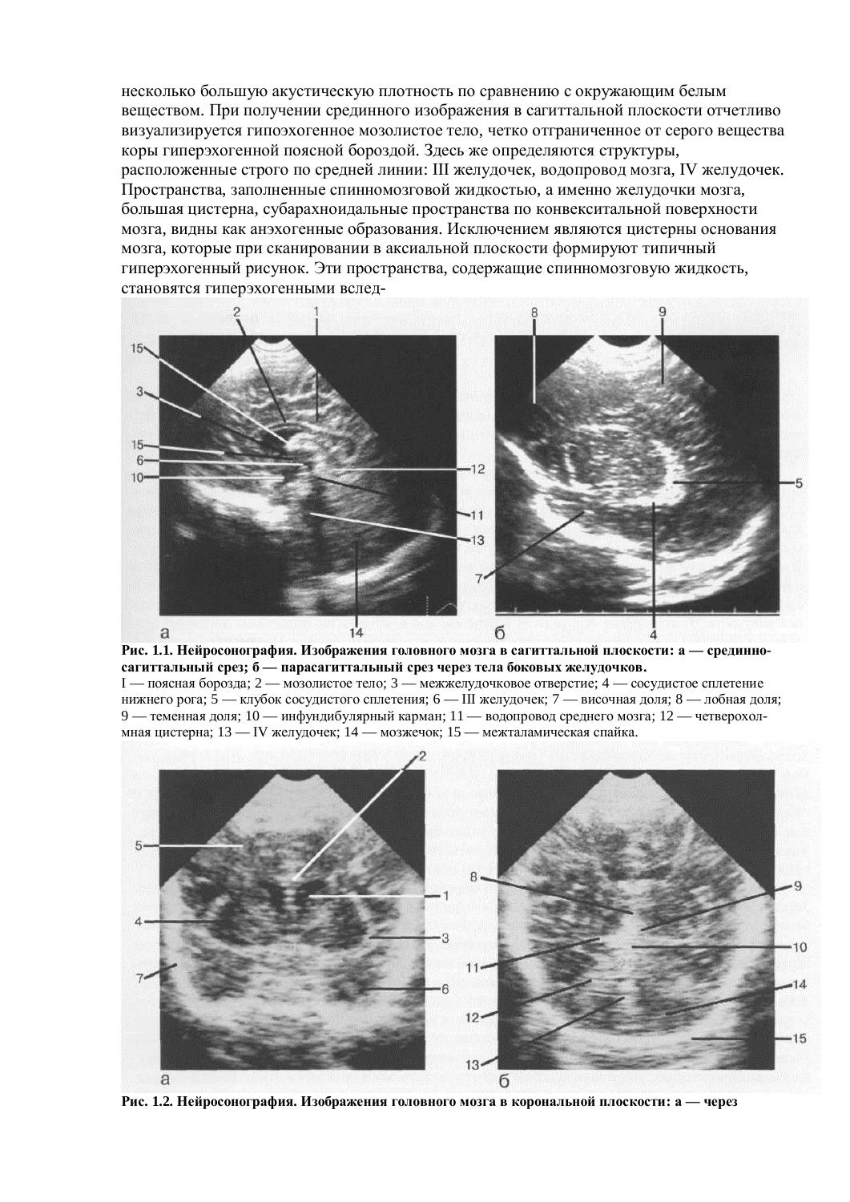несколько большую акустическую плотность по сравнению с окружающим белым веществом. При получении срединного изображения в сагиттальной плоскости отчетливо визуализируется гипоэхогенное мозолистое тело, четко отграниченное от серого вещества коры гиперэхогенной поясной бороздой. Здесь же определяются структуры, расположенные строго по средней линии: III желудочек, водопровод мозга, IV желудочек. Пространства, заполненные спинномозговой жидкостью, а именно желудочки мозга, большая цистерна, субарахноидальные пространства по конвекситальной поверхности мозга, видны как анэхогенные образования. Исключением являются цистерны основания мозга, которые при сканировании в аксиальной плоскости формируют типичный гиперэхогенный рисунок. Эти пространства, содержащие спинномозговую жидкость, становятся гиперэхогенными вслед-

**Рис. 1.1. Нейросонография. Изображения головного мозга в сагиттальной плоскости: а — срединно-сагиттальный срез; б — парасагиттальный срез через тела боковых желудочков.**

I — поясная борозда; 2 — мозолистое тело; 3 — межжелудочковое отверстие; 4 — сосудистое сплетение нижнего рога; 5 — клубок сосудистого сплетения; 6 — III желудочек; 7 — височная доля; 8 — лобная доля; 9 — теменная доля; 10 — инфундибулярный карман; 11 — водопровод среднего мозга; 12 — четверохолмная цистерна; 13 — IV желудочек; 14 — мозжечок; 15 — межталамическая спайка.

**Рис. 1.2. Нейросонография. Изображения головного мозга в корональной плоскости: а — через**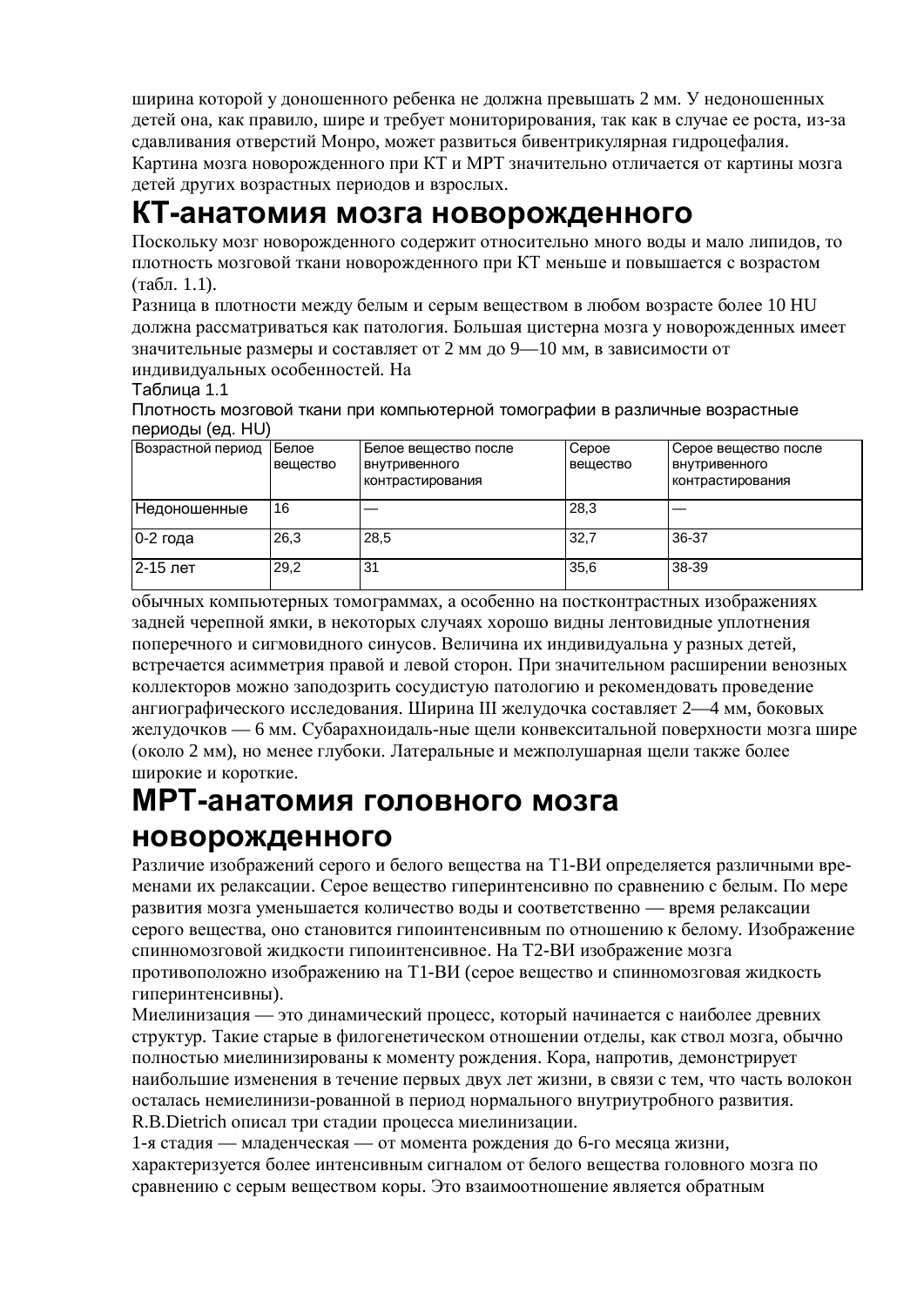ширина которой у доношенного ребенка не должна превышать 2 мм. У недоношенных детей она, как правило, шире и требует мониторирования, так как в случае ее роста, из-за сдавливания отверстий Монро, может развиться бивентрикулярная гидроцефалия. Картина мозга новорожденного при КТ и МРТ значительно отличается от картины мозга детей других возрастных периодов и взрослых.

# КТ-анатомия мозга новорожденного

Поскольку мозг новорожденного содержит относительно много воды и мало липидов, то плотность мозговой ткани новорожденного при КТ меньше и повышается с возрастом (табл. 1.1).

Разница в плотности между белым и серым веществом в любом возрасте более 10 HU должна рассматриваться как патология. Большая цистерна мозга у новорожденных имеет значительные размеры и составляет от 2 мм до 9—10 мм, в зависимости от индивидуальных особенностей. На

Таблица 1.1

Плотность мозговой ткани при компьютерной томографии в различные возрастные периоды (ед. HU)

| Возрастной период | Белое вещество | Белое вещество после внутривенного контрастирования | Серое вещество | Серое вещество после внутривенного контрастирования |
|---|---|---|---|---|
| Недоношенные | 16 | — | 28,3 | — |
| 0-2 года | 26,3 | 28,5 | 32,7 | 36-37 |
| 2-15 лет | 29,2 | 31 | 35,6 | 38-39 |

обычных компьютерных томограммах, а особенно на постконтрастных изображениях задней черепной ямки, в некоторых случаях хорошо видны лентовидные уплотнения поперечного и сигмовидного синусов. Величина их индивидуальна у разных детей, встречается асимметрия правой и левой сторон. При значительном расширении венозных коллекторов можно заподозрить сосудистую патологию и рекомендовать проведение ангиографического исследования. Ширина III желудочка составляет 2—4 мм, боковых желудочков — 6 мм. Субарахноидаль-ные щели конвекситальной поверхности мозга шире (около 2 мм), но менее глубоки. Латеральные и межполушарная щели также более широкие и короткие.

# МРТ-анатомия головного мозга новорожденного

Различие изображений серого и белого вещества на Т1-ВИ определяется различными временами их релаксации. Серое вещество гиперинтенсивно по сравнению с белым. По мере развития мозга уменьшается количество воды и соответственно — время релаксации серого вещества, оно становится гипоинтенсивным по отношению к белому. Изображение спинномозговой жидкости гипоинтенсивное. На Т2-ВИ изображение мозга противоположно изображению на Т1-ВИ (серое вещество и спинномозговая жидкость гиперинтенсивны).

Миелинизация — это динамический процесс, который начинается с наиболее древних структур. Такие старые в филогенетическом отношении отделы, как ствол мозга, обычно полностью миелинизированы к моменту рождения. Кора, напротив, демонстрирует наибольшие изменения в течение первых двух лет жизни, в связи с тем, что часть волокон осталась немиелинизи-рованной в период нормального внутриутробного развития.

R.B.Dietrich описал три стадии процесса миелинизации.

1-я стадия — младенческая — от момента рождения до 6-го месяца жизни, характеризуется более интенсивным сигналом от белого вещества головного мозга по сравнению с серым веществом коры. Это взаимоотношение является обратным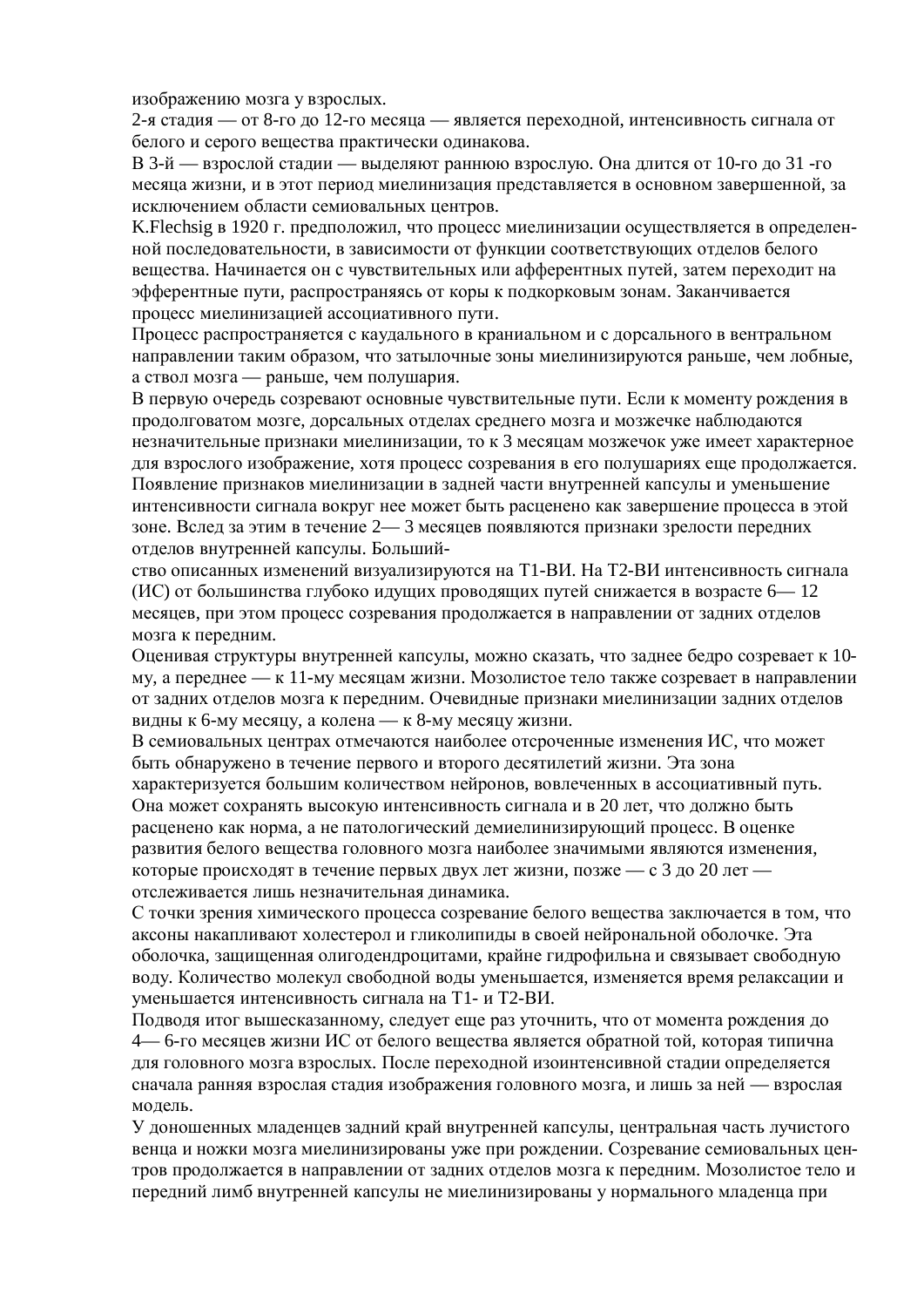изображению мозга у взрослых.

2-я стадия — от 8-го до 12-го месяца — является переходной, интенсивность сигнала от белого и серого вещества практически одинакова.

В 3-й — взрослой стадии — выделяют раннюю взрослую. Она длится от 10-го до 31 -го месяца жизни, и в этот период миелинизация представляется в основном завершенной, за исключением области семиовальных центров.

K.Flechsig в 1920 г. предположил, что процесс миелинизации осуществляется в определенной последовательности, в зависимости от функции соответствующих отделов белого вещества. Начинается он с чувствительных или афферентных путей, затем переходит на эфферентные пути, распространяясь от коры к подкорковым зонам. Заканчивается процесс миелинизацией ассоциативного пути.

Процесс распространяется с каудального в краниальном и с дорсального в вентральном направлении таким образом, что затылочные зоны миелинизируются раньше, чем лобные, а ствол мозга — раньше, чем полушария.

В первую очередь созревают основные чувствительные пути. Если к моменту рождения в продолговатом мозге, дорсальных отделах среднего мозга и мозжечке наблюдаются незначительные признаки миелинизации, то к 3 месяцам мозжечок уже имеет характерное для взрослого изображение, хотя процесс созревания в его полушариях еще продолжается. Появление признаков миелинизации в задней части внутренней капсулы и уменьшение интенсивности сигнала вокруг нее может быть расценено как завершение процесса в этой зоне. Вслед за этим в течение 2— 3 месяцев появляются признаки зрелости передних отделов внутренней капсулы. Большинство описанных изменений визуализируются на Т1-ВИ. На Т2-ВИ интенсивность сигнала (ИС) от большинства глубоко идущих проводящих путей снижается в возрасте 6— 12 месяцев, при этом процесс созревания продолжается в направлении от задних отделов мозга к передним.

Оценивая структуры внутренней капсулы, можно сказать, что заднее бедро созревает к 10-му, а переднее — к 11-му месяцам жизни. Мозолистое тело также созревает в направлении от задних отделов мозга к передним. Очевидные признаки миелинизации задних отделов видны к 6-му месяцу, а колена — к 8-му месяцу жизни.

В семиовальных центрах отмечаются наиболее отсроченные изменения ИС, что может быть обнаружено в течение первого и второго десятилетий жизни. Эта зона характеризуется большим количеством нейронов, вовлеченных в ассоциативный путь. Она может сохранять высокую интенсивность сигнала и в 20 лет, что должно быть расценено как норма, а не патологический демиелинизирующий процесс. В оценке развития белого вещества головного мозга наиболее значимыми являются изменения, которые происходят в течение первых двух лет жизни, позже — с 3 до 20 лет — отслеживается лишь незначительная динамика.

С точки зрения химического процесса созревание белого вещества заключается в том, что аксоны накапливают холестерол и гликолипиды в своей нейрональной оболочке. Эта оболочка, защищенная олигодендроцитами, крайне гидрофильна и связывает свободную воду. Количество молекул свободной воды уменьшается, изменяется время релаксации и уменьшается интенсивность сигнала на Т1- и Т2-ВИ.

Подводя итог вышесказанному, следует еще раз уточнить, что от момента рождения до 4— 6-го месяцев жизни ИС от белого вещества является обратной той, которая типична для головного мозга взрослых. После переходной изоинтенсивной стадии определяется сначала ранняя взрослая стадия изображения головного мозга, и лишь за ней — взрослая модель.

У доношенных младенцев задний край внутренней капсулы, центральная часть лучистого венца и ножки мозга миелинизированы уже при рождении. Созревание семиовальных центров продолжается в направлении от задних отделов мозга к передним. Мозолистое тело и передний лимб внутренней капсулы не миелинизированы у нормального младенца при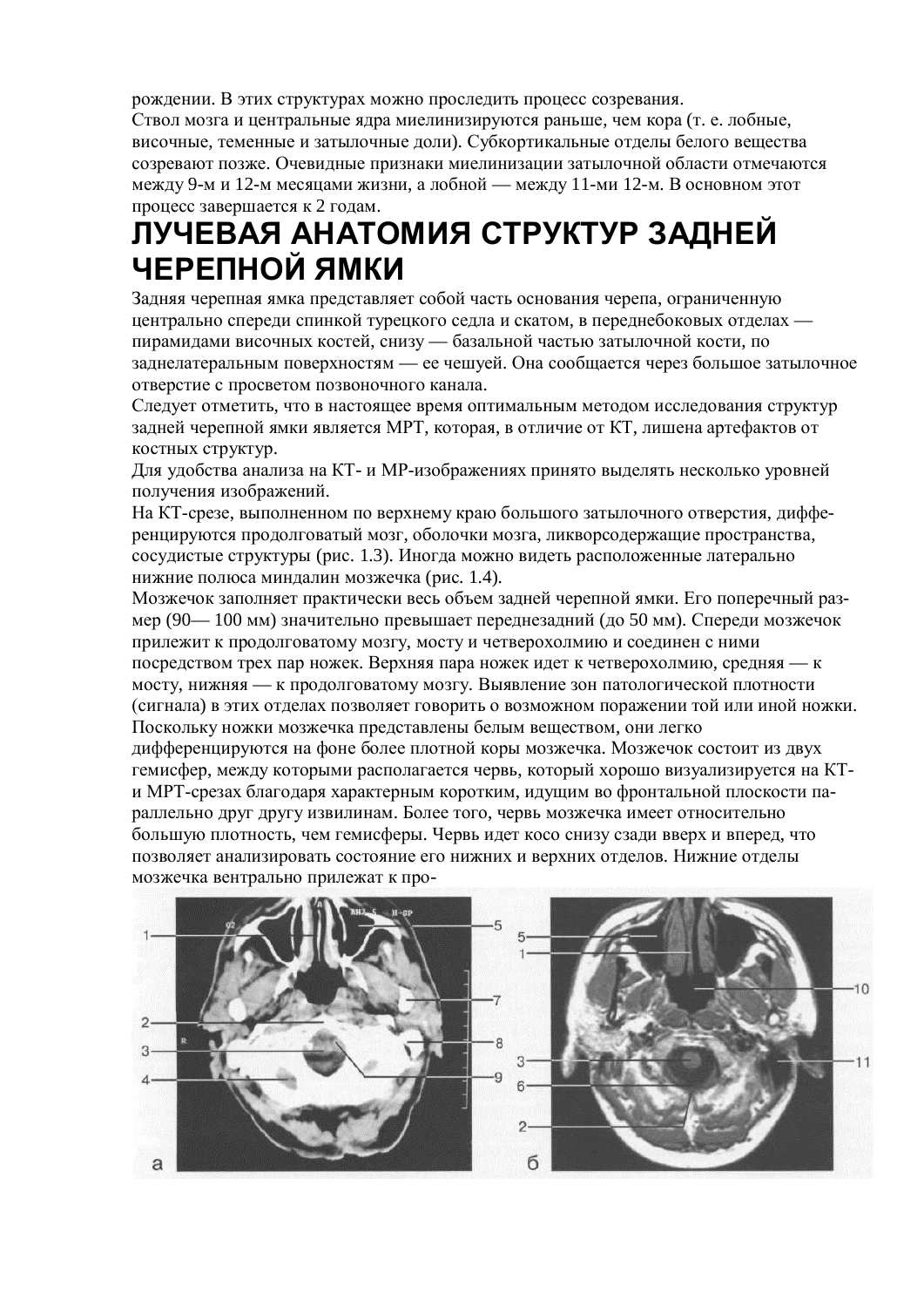рождении. В этих структурах можно проследить процесс созревания.

Ствол мозга и центральные ядра миелинизируются раньше, чем кора (т. е. лобные, височные, теменные и затылочные доли). Субкортикальные отделы белого вещества созревают позже. Очевидные признаки миелинизации затылочной области отмечаются между 9-м и 12-м месяцами жизни, а лобной — между 11-ми 12-м. В основном этот процесс завершается к 2 годам.

# ЛУЧЕВАЯ АНАТОМИЯ СТРУКТУР ЗАДНЕЙ ЧЕРЕПНОЙ ЯМКИ

Задняя черепная ямка представляет собой часть основания черепа, ограниченную центрально спереди спинкой турецкого седла и скатом, в переднебоковых отделах — пирамидами височных костей, снизу — базальной частью затылочной кости, по заднелатеральным поверхностям — ее чешуей. Она сообщается через большое затылочное отверстие с просветом позвоночного канала.

Следует отметить, что в настоящее время оптимальным методом исследования структур задней черепной ямки является МРТ, которая, в отличие от КТ, лишена артефактов от костных структур.

Для удобства анализа на КТ- и МР-изображениях принято выделять несколько уровней получения изображений.

На КТ-срезе, выполненном по верхнему краю большого затылочного отверстия, дифференцируются продолговатый мозг, оболочки мозга, ликворсодержащие пространства, сосудистые структуры (рис. 1.3). Иногда можно видеть расположенные латерально нижние полюса миндалин мозжечка (рис. 1.4).

Мозжечок заполняет практически весь объем задней черепной ямки. Его поперечный размер (90— 100 мм) значительно превышает переднезадний (до 50 мм). Спереди мозжечок прилежит к продолговатому мозгу, мосту и четверохолмию и соединен с ними посредством трех пар ножек. Верхняя пара ножек идет к четверохолмию, средняя — к мосту, нижняя — к продолговатому мозгу. Выявление зон патологической плотности (сигнала) в этих отделах позволяет говорить о возможном поражении той или иной ножки. Поскольку ножки мозжечка представлены белым веществом, они легко дифференцируются на фоне более плотной коры мозжечка. Мозжечок состоит из двух гемисфер, между которыми располагается червь, который хорошо визуализируется на КТ- и МРТ-срезах благодаря характерным коротким, идущим во фронтальной плоскости параллельно друг другу извилинам. Более того, червь мозжечка имеет относительно большую плотность, чем гемисферы. Червь идет косо снизу сзади вверх и вперед, что позволяет анализировать состояние его нижних и верхних отделов. Нижние отделы мозжечка вентрально прилежат к про-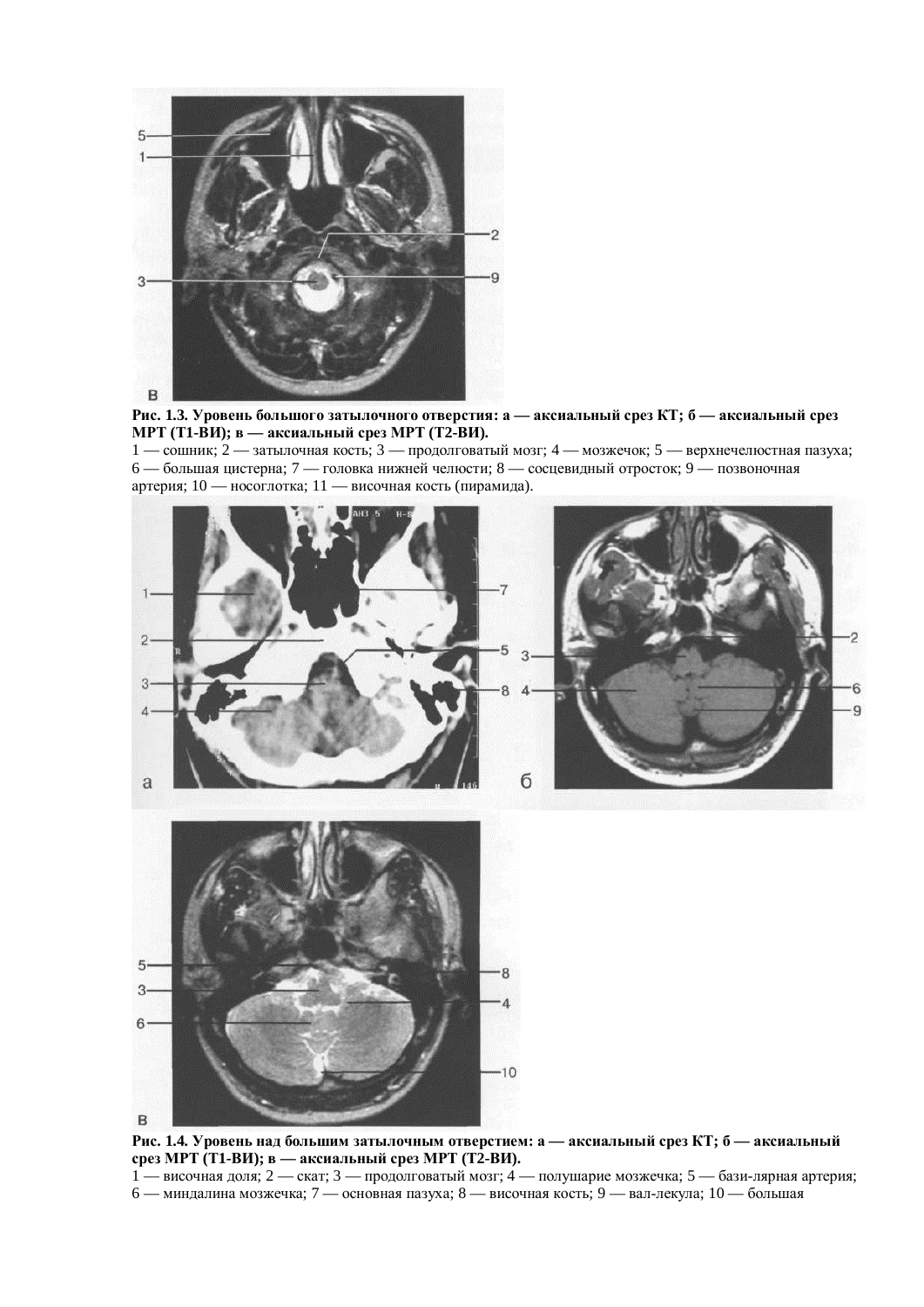**Рис. 1.3. Уровень большого затылочного отверстия: а — аксиальный срез КТ; б — аксиальный срез МРТ (Т1-ВИ); в — аксиальный срез МРТ (Т2-ВИ).**

1 — сошник; 2 — затылочная кость; 3 — продолговатый мозг; 4 — мозжечок; 5 — верхнечелюстная пазуха; 6 — большая цистерна; 7 — головка нижней челюсти; 8 — сосцевидный отросток; 9 — позвоночная артерия; 10 — носоглотка; 11 — височная кость (пирамида).

**Рис. 1.4. Уровень над большим затылочным отверстием: а — аксиальный срез КТ; б — аксиальный срез МРТ (Т1-ВИ); в — аксиальный срез МРТ (Т2-ВИ).**

1 — височная доля; 2 — скат; 3 — продолговатый мозг; 4 — полушарие мозжечка; 5 — бази-лярная артерия; 6 — миндалина мозжечка; 7 — основная пазуха; 8 — височная кость; 9 — вал-лекула; 10 — большая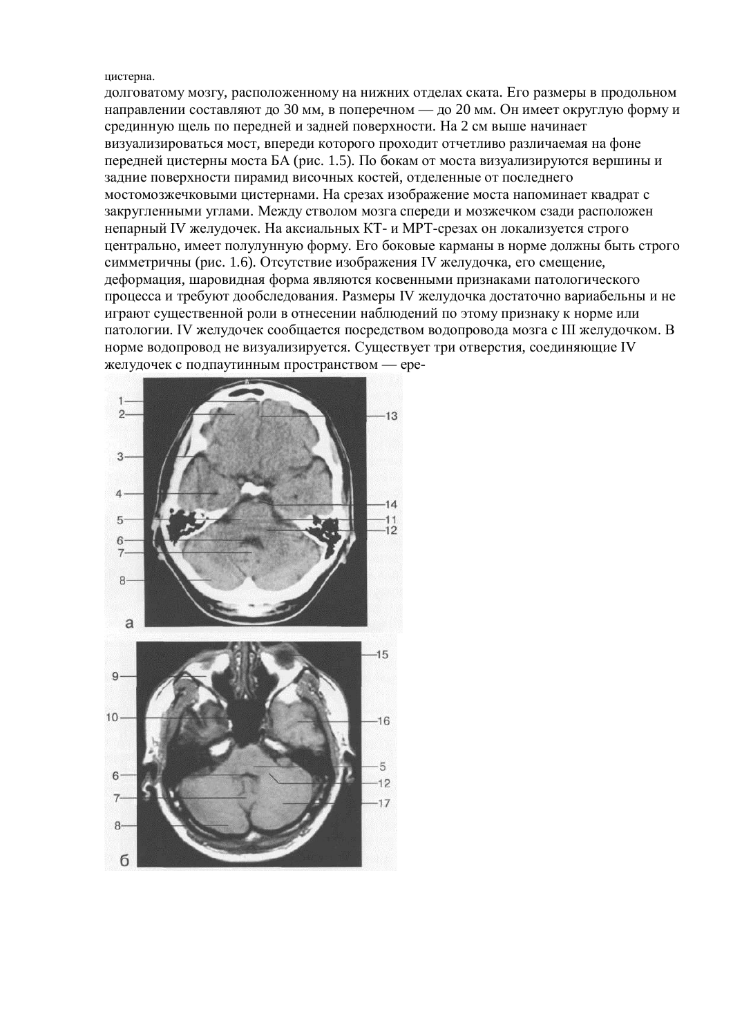цистерна.

долговатому мозгу, расположенному на нижних отделах ската. Его размеры в продольном направлении составляют до 30 мм, в поперечном — до 20 мм. Он имеет округлую форму и срединную щель по передней и задней поверхности. На 2 см выше начинает визуализироваться мост, впереди которого проходит отчетливо различаемая на фоне передней цистерны моста БА (рис. 1.5). По бокам от моста визуализируются вершины и задние поверхности пирамид височных костей, отделенные от последнего мостомозжечковыми цистернами. На срезах изображение моста напоминает квадрат с закругленными углами. Между стволом мозга спереди и мозжечком сзади расположен непарный IV желудочек. На аксиальных КТ- и МРТ-срезах он локализуется строго центрально, имеет полулунную форму. Его боковые карманы в норме должны быть строго симметричны (рис. 1.6). Отсутствие изображения IV желудочка, его смещение, деформация, шаровидная форма являются косвенными признаками патологического процесса и требуют дообследования. Размеры IV желудочка достаточно вариабельны и не играют существенной роли в отнесении наблюдений по этому признаку к норме или патологии. IV желудочек сообщается посредством водопровода мозга с III желудочком. В норме водопровод не визуализируется. Существует три отверстия, соединяющие IV желудочек с подпаутинным пространством — ере-

1
2
3
4
5
6
7
8
13
14
11
12
а

9
10
6
7
8
15
16
5
12
17
б